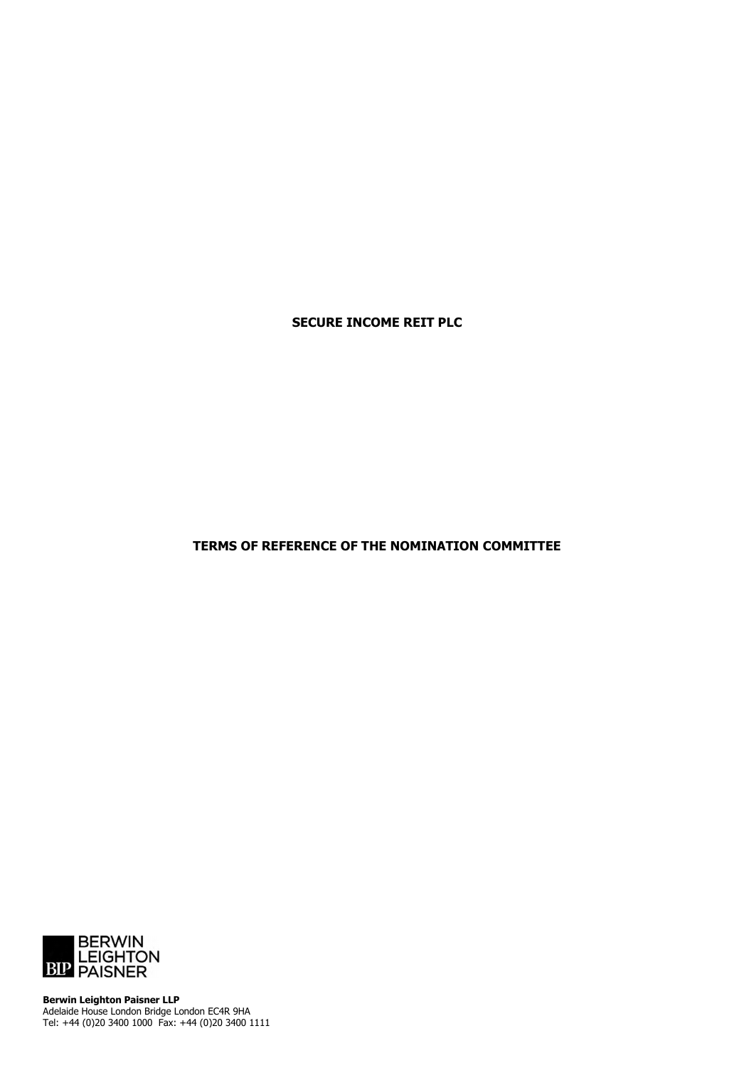**SECURE INCOME REIT PLC**

**TERMS OF REFERENCE OF THE NOMINATION COMMITTEE**

BERWIN LEIGHTON PAISNER

**Berwin Leighton Paisner LLP**
Adelaide House London Bridge London EC4R 9HA
Tel: +44 (0)20 3400 1000 Fax: +44 (0)20 3400 1111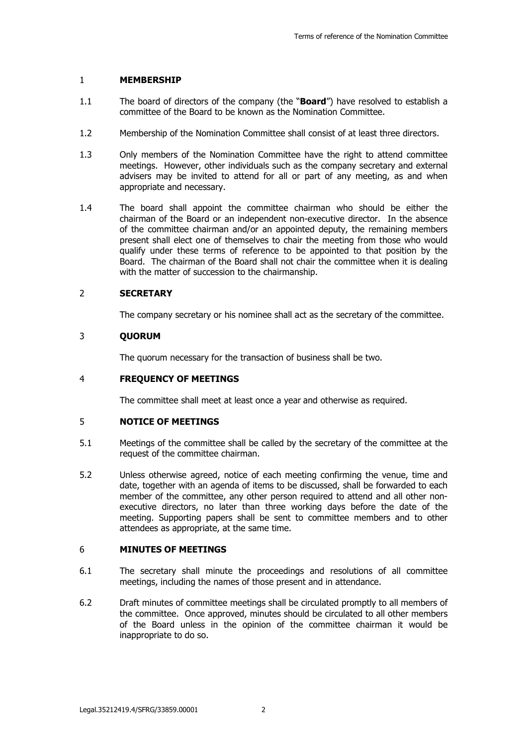## 1 MEMBERSHIP

1.1 The board of directors of the company (the "**Board**") have resolved to establish a committee of the Board to be known as the Nomination Committee.

1.2 Membership of the Nomination Committee shall consist of at least three directors.

1.3 Only members of the Nomination Committee have the right to attend committee meetings. However, other individuals such as the company secretary and external advisers may be invited to attend for all or part of any meeting, as and when appropriate and necessary.

1.4 The board shall appoint the committee chairman who should be either the chairman of the Board or an independent non-executive director. In the absence of the committee chairman and/or an appointed deputy, the remaining members present shall elect one of themselves to chair the meeting from those who would qualify under these terms of reference to be appointed to that position by the Board. The chairman of the Board shall not chair the committee when it is dealing with the matter of succession to the chairmanship.

## 2 SECRETARY

The company secretary or his nominee shall act as the secretary of the committee.

## 3 QUORUM

The quorum necessary for the transaction of business shall be two.

## 4 FREQUENCY OF MEETINGS

The committee shall meet at least once a year and otherwise as required.

## 5 NOTICE OF MEETINGS

5.1 Meetings of the committee shall be called by the secretary of the committee at the request of the committee chairman.

5.2 Unless otherwise agreed, notice of each meeting confirming the venue, time and date, together with an agenda of items to be discussed, shall be forwarded to each member of the committee, any other person required to attend and all other non-executive directors, no later than three working days before the date of the meeting. Supporting papers shall be sent to committee members and to other attendees as appropriate, at the same time.

## 6 MINUTES OF MEETINGS

6.1 The secretary shall minute the proceedings and resolutions of all committee meetings, including the names of those present and in attendance.

6.2 Draft minutes of committee meetings shall be circulated promptly to all members of the committee. Once approved, minutes should be circulated to all other members of the Board unless in the opinion of the committee chairman it would be inappropriate to do so.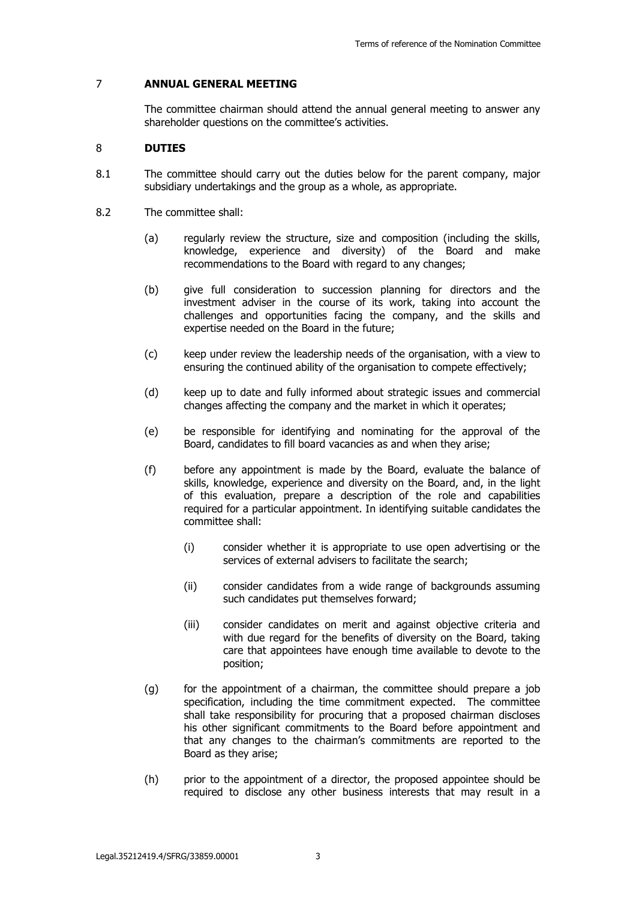## 7 ANNUAL GENERAL MEETING

The committee chairman should attend the annual general meeting to answer any shareholder questions on the committee's activities.

## 8 DUTIES

8.1 The committee should carry out the duties below for the parent company, major subsidiary undertakings and the group as a whole, as appropriate.

8.2 The committee shall:

(a) regularly review the structure, size and composition (including the skills, knowledge, experience and diversity) of the Board and make recommendations to the Board with regard to any changes;

(b) give full consideration to succession planning for directors and the investment adviser in the course of its work, taking into account the challenges and opportunities facing the company, and the skills and expertise needed on the Board in the future;

(c) keep under review the leadership needs of the organisation, with a view to ensuring the continued ability of the organisation to compete effectively;

(d) keep up to date and fully informed about strategic issues and commercial changes affecting the company and the market in which it operates;

(e) be responsible for identifying and nominating for the approval of the Board, candidates to fill board vacancies as and when they arise;

(f) before any appointment is made by the Board, evaluate the balance of skills, knowledge, experience and diversity on the Board, and, in the light of this evaluation, prepare a description of the role and capabilities required for a particular appointment. In identifying suitable candidates the committee shall:

(i) consider whether it is appropriate to use open advertising or the services of external advisers to facilitate the search;

(ii) consider candidates from a wide range of backgrounds assuming such candidates put themselves forward;

(iii) consider candidates on merit and against objective criteria and with due regard for the benefits of diversity on the Board, taking care that appointees have enough time available to devote to the position;

(g) for the appointment of a chairman, the committee should prepare a job specification, including the time commitment expected. The committee shall take responsibility for procuring that a proposed chairman discloses his other significant commitments to the Board before appointment and that any changes to the chairman's commitments are reported to the Board as they arise;

(h) prior to the appointment of a director, the proposed appointee should be required to disclose any other business interests that may result in a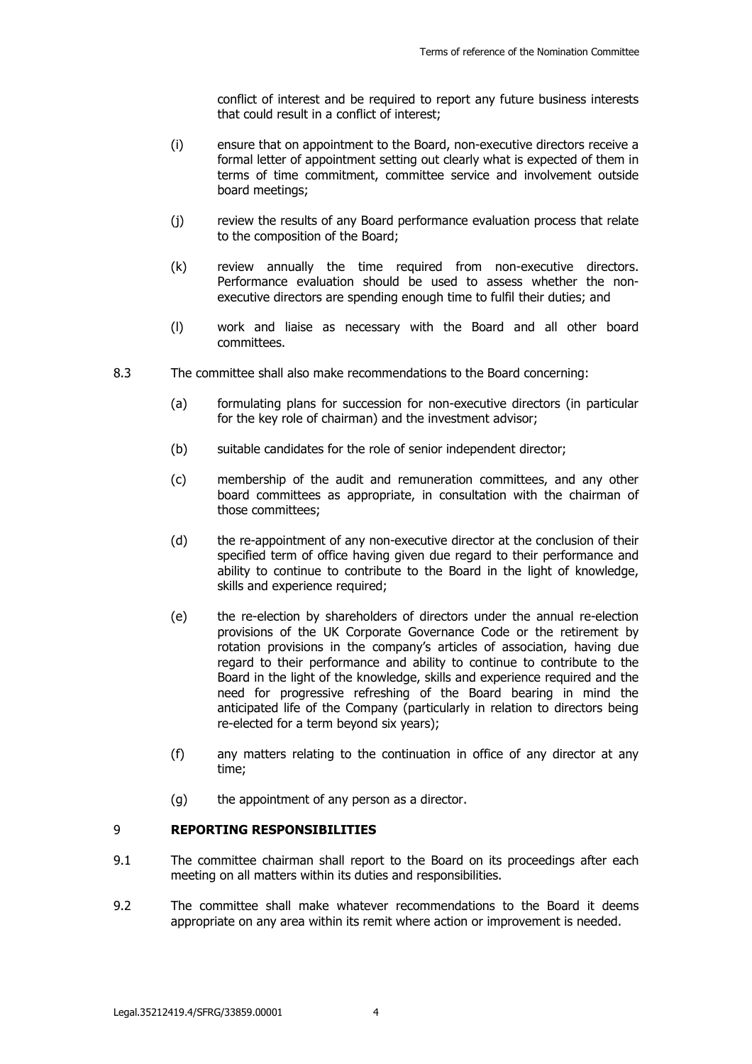conflict of interest and be required to report any future business interests that could result in a conflict of interest;

(i) ensure that on appointment to the Board, non-executive directors receive a formal letter of appointment setting out clearly what is expected of them in terms of time commitment, committee service and involvement outside board meetings;

(j) review the results of any Board performance evaluation process that relate to the composition of the Board;

(k) review annually the time required from non-executive directors. Performance evaluation should be used to assess whether the non-executive directors are spending enough time to fulfil their duties; and

(l) work and liaise as necessary with the Board and all other board committees.

8.3 The committee shall also make recommendations to the Board concerning:

(a) formulating plans for succession for non-executive directors (in particular for the key role of chairman) and the investment advisor;

(b) suitable candidates for the role of senior independent director;

(c) membership of the audit and remuneration committees, and any other board committees as appropriate, in consultation with the chairman of those committees;

(d) the re-appointment of any non-executive director at the conclusion of their specified term of office having given due regard to their performance and ability to continue to contribute to the Board in the light of knowledge, skills and experience required;

(e) the re-election by shareholders of directors under the annual re-election provisions of the UK Corporate Governance Code or the retirement by rotation provisions in the company's articles of association, having due regard to their performance and ability to continue to contribute to the Board in the light of the knowledge, skills and experience required and the need for progressive refreshing of the Board bearing in mind the anticipated life of the Company (particularly in relation to directors being re-elected for a term beyond six years);

(f) any matters relating to the continuation in office of any director at any time;

(g) the appointment of any person as a director.

## 9 REPORTING RESPONSIBILITIES

9.1 The committee chairman shall report to the Board on its proceedings after each meeting on all matters within its duties and responsibilities.

9.2 The committee shall make whatever recommendations to the Board it deems appropriate on any area within its remit where action or improvement is needed.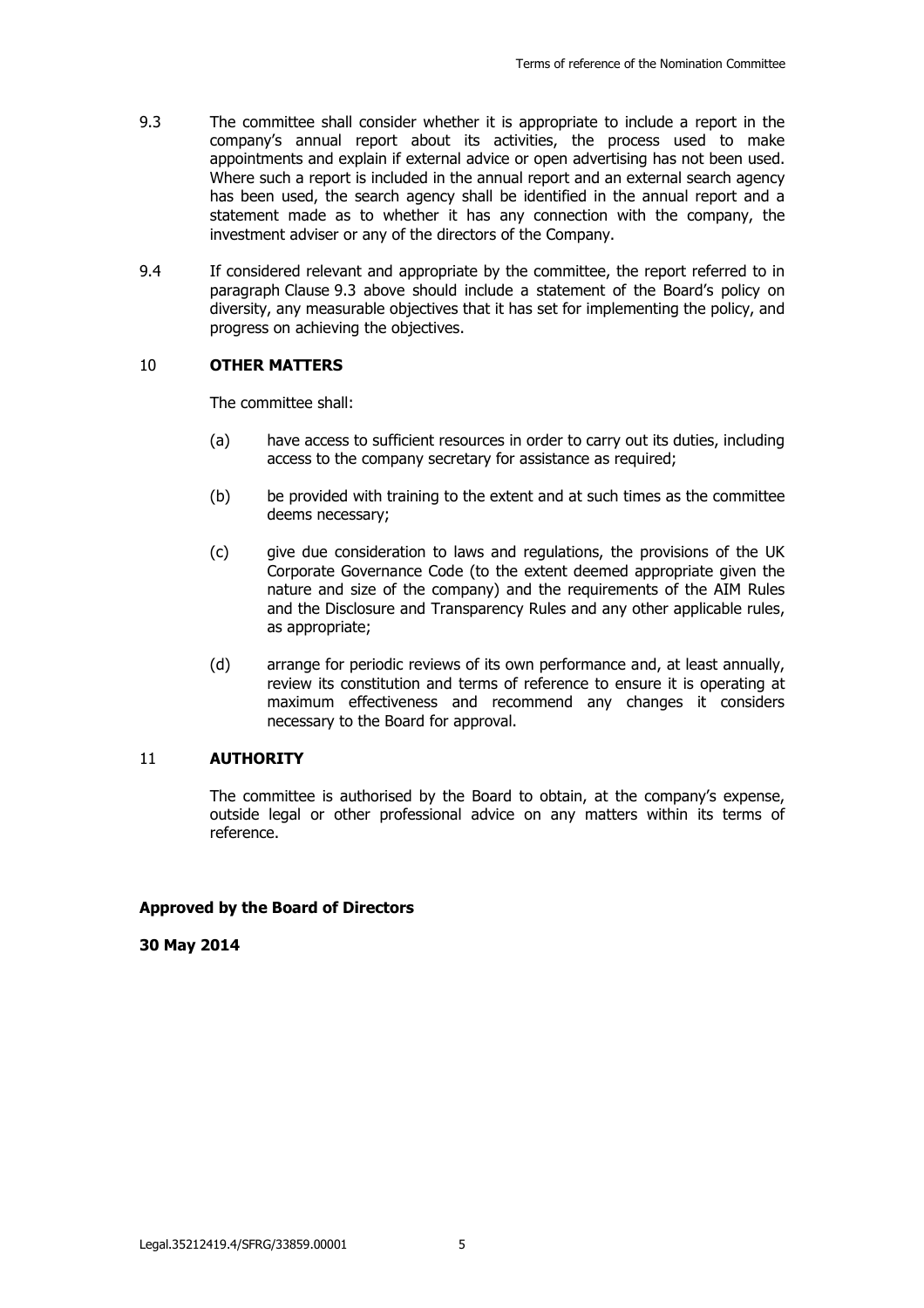9.3 The committee shall consider whether it is appropriate to include a report in the company's annual report about its activities, the process used to make appointments and explain if external advice or open advertising has not been used. Where such a report is included in the annual report and an external search agency has been used, the search agency shall be identified in the annual report and a statement made as to whether it has any connection with the company, the investment adviser or any of the directors of the Company.

9.4 If considered relevant and appropriate by the committee, the report referred to in paragraph Clause 9.3 above should include a statement of the Board's policy on diversity, any measurable objectives that it has set for implementing the policy, and progress on achieving the objectives.

## 10 OTHER MATTERS

The committee shall:

(a) have access to sufficient resources in order to carry out its duties, including access to the company secretary for assistance as required;

(b) be provided with training to the extent and at such times as the committee deems necessary;

(c) give due consideration to laws and regulations, the provisions of the UK Corporate Governance Code (to the extent deemed appropriate given the nature and size of the company) and the requirements of the AIM Rules and the Disclosure and Transparency Rules and any other applicable rules, as appropriate;

(d) arrange for periodic reviews of its own performance and, at least annually, review its constitution and terms of reference to ensure it is operating at maximum effectiveness and recommend any changes it considers necessary to the Board for approval.

## 11 AUTHORITY

The committee is authorised by the Board to obtain, at the company's expense, outside legal or other professional advice on any matters within its terms of reference.

**Approved by the Board of Directors**

**30 May 2014**

Legal.35212419.4/SFRG/33859.00001